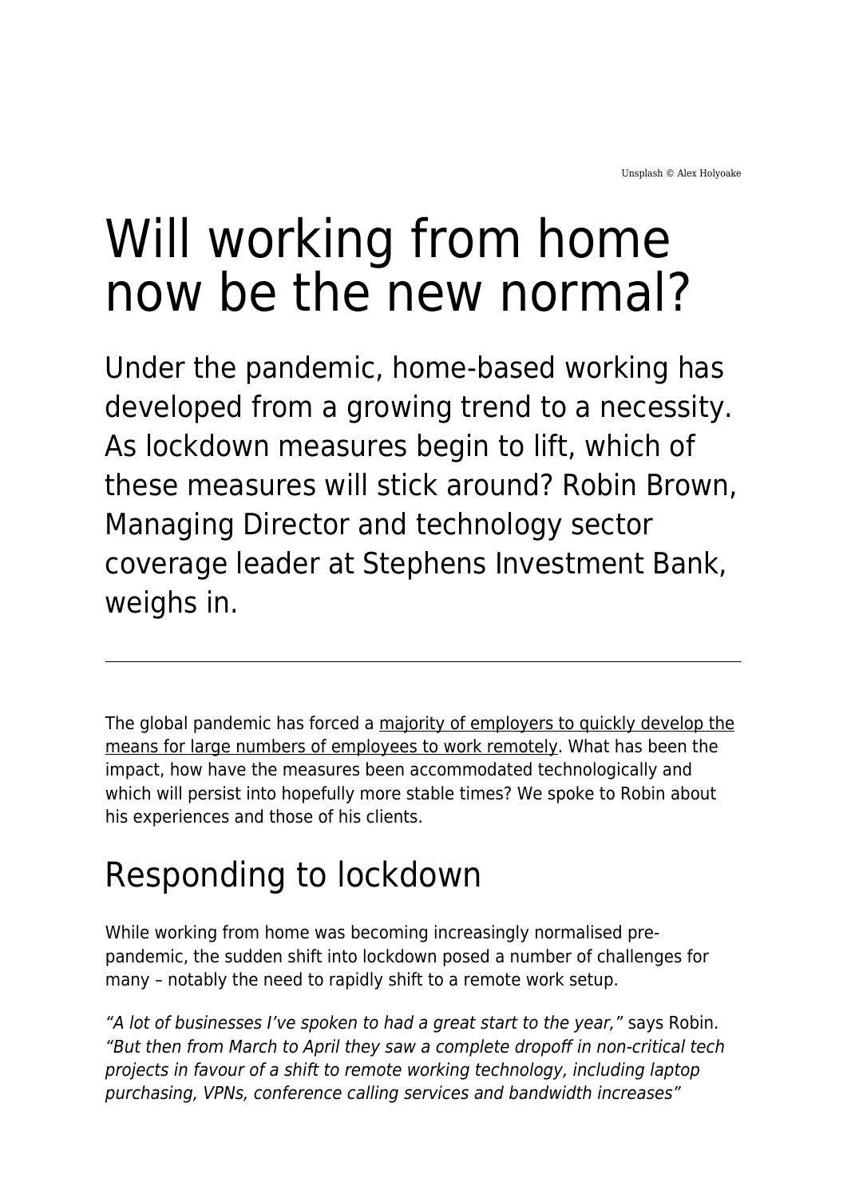Unsplash © Alex Holyoake

# Will working from home now be the new normal?

Under the pandemic, home-based working has developed from a growing trend to a necessity. As lockdown measures begin to lift, which of these measures will stick around? Robin Brown, Managing Director and technology sector coverage leader at Stephens Investment Bank, weighs in.

---

The global pandemic has forced a majority of employers to quickly develop the means for large numbers of employees to work remotely. What has been the impact, how have the measures been accommodated technologically and which will persist into hopefully more stable times? We spoke to Robin about his experiences and those of his clients.

## Responding to lockdown

While working from home was becoming increasingly normalised pre-pandemic, the sudden shift into lockdown posed a number of challenges for many – notably the need to rapidly shift to a remote work setup.

*“A lot of businesses I’ve spoken to had a great start to the year,”* says Robin. *“But then from March to April they saw a complete dropoff in non-critical tech projects in favour of a shift to remote working technology, including laptop purchasing, VPNs, conference calling services and bandwidth increases”*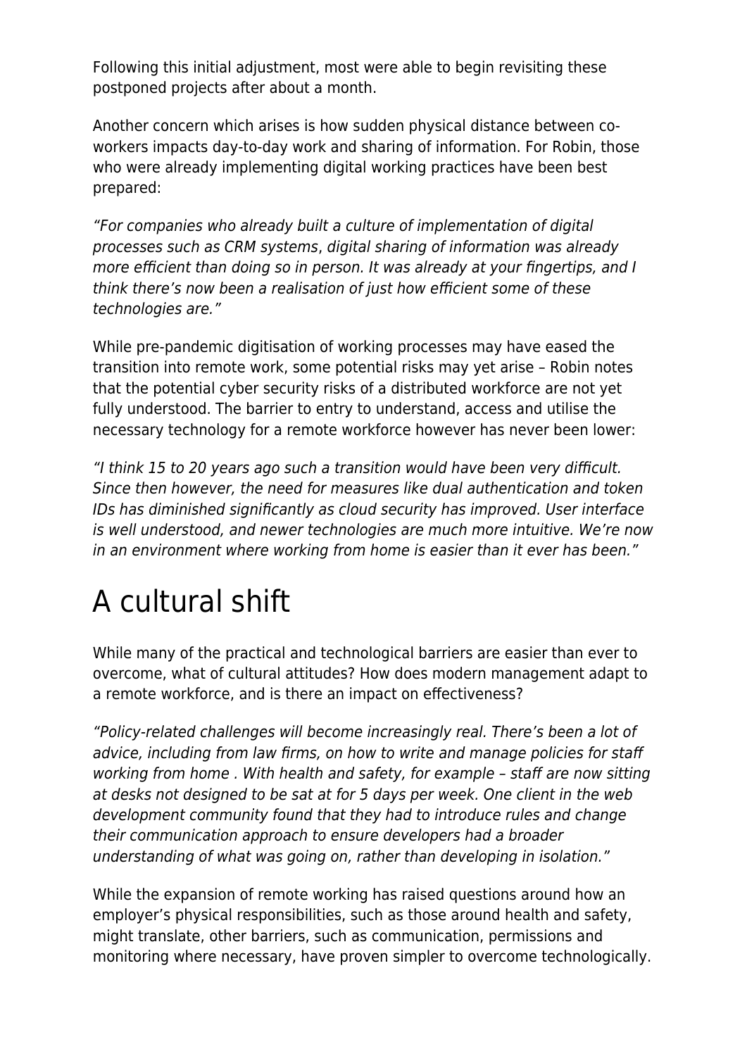Following this initial adjustment, most were able to begin revisiting these postponed projects after about a month.

Another concern which arises is how sudden physical distance between co-workers impacts day-to-day work and sharing of information. For Robin, those who were already implementing digital working practices have been best prepared:

*"For companies who already built a culture of implementation of digital processes such as CRM systems, digital sharing of information was already more efficient than doing so in person. It was already at your fingertips, and I think there's now been a realisation of just how efficient some of these technologies are."*

While pre-pandemic digitisation of working processes may have eased the transition into remote work, some potential risks may yet arise – Robin notes that the potential cyber security risks of a distributed workforce are not yet fully understood. The barrier to entry to understand, access and utilise the necessary technology for a remote workforce however has never been lower:

*"I think 15 to 20 years ago such a transition would have been very difficult. Since then however, the need for measures like dual authentication and token IDs has diminished significantly as cloud security has improved. User interface is well understood, and newer technologies are much more intuitive. We're now in an environment where working from home is easier than it ever has been."*

# A cultural shift

While many of the practical and technological barriers are easier than ever to overcome, what of cultural attitudes? How does modern management adapt to a remote workforce, and is there an impact on effectiveness?

*"Policy-related challenges will become increasingly real. There's been a lot of advice, including from law firms, on how to write and manage policies for staff working from home . With health and safety, for example – staff are now sitting at desks not designed to be sat at for 5 days per week. One client in the web development community found that they had to introduce rules and change their communication approach to ensure developers had a broader understanding of what was going on, rather than developing in isolation."*

While the expansion of remote working has raised questions around how an employer's physical responsibilities, such as those around health and safety, might translate, other barriers, such as communication, permissions and monitoring where necessary, have proven simpler to overcome technologically.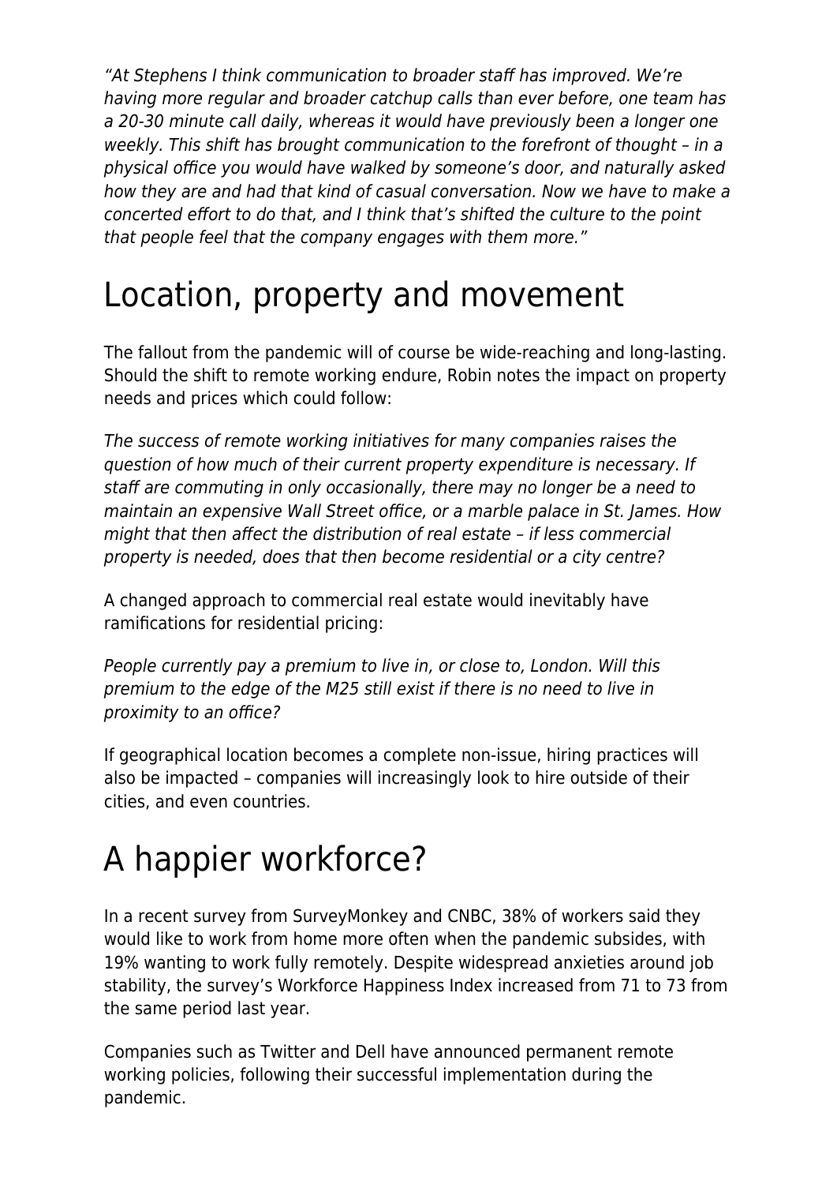*"At Stephens I think communication to broader staff has improved. We're having more regular and broader catchup calls than ever before, one team has a 20-30 minute call daily, whereas it would have previously been a longer one weekly. This shift has brought communication to the forefront of thought – in a physical office you would have walked by someone's door, and naturally asked how they are and had that kind of casual conversation. Now we have to make a concerted effort to do that, and I think that's shifted the culture to the point that people feel that the company engages with them more."*

# Location, property and movement

The fallout from the pandemic will of course be wide-reaching and long-lasting. Should the shift to remote working endure, Robin notes the impact on property needs and prices which could follow:

*The success of remote working initiatives for many companies raises the question of how much of their current property expenditure is necessary. If staff are commuting in only occasionally, there may no longer be a need to maintain an expensive Wall Street office, or a marble palace in St. James. How might that then affect the distribution of real estate – if less commercial property is needed, does that then become residential or a city centre?*

A changed approach to commercial real estate would inevitably have ramifications for residential pricing:

*People currently pay a premium to live in, or close to, London. Will this premium to the edge of the M25 still exist if there is no need to live in proximity to an office?*

If geographical location becomes a complete non-issue, hiring practices will also be impacted – companies will increasingly look to hire outside of their cities, and even countries.

# A happier workforce?

In a recent survey from SurveyMonkey and CNBC, 38% of workers said they would like to work from home more often when the pandemic subsides, with 19% wanting to work fully remotely. Despite widespread anxieties around job stability, the survey's Workforce Happiness Index increased from 71 to 73 from the same period last year.

Companies such as Twitter and Dell have announced permanent remote working policies, following their successful implementation during the pandemic.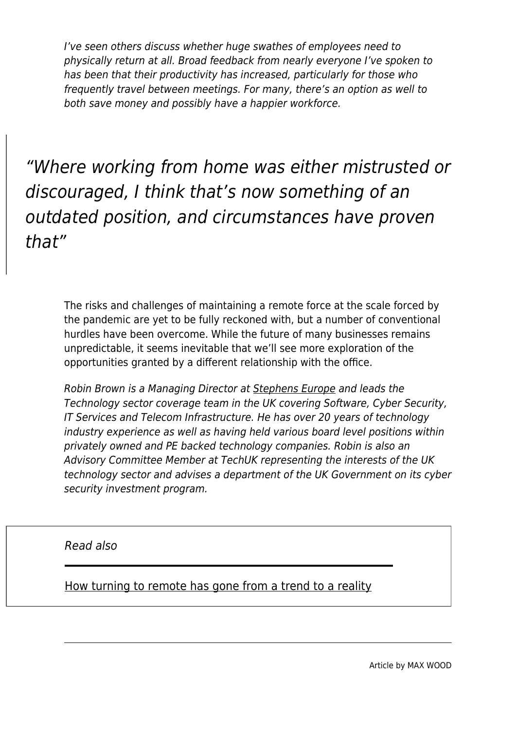*I’ve seen others discuss whether huge swathes of employees need to physically return at all. Broad feedback from nearly everyone I’ve spoken to has been that their productivity has increased, particularly for those who frequently travel between meetings. For many, there’s an option as well to both save money and possibly have a happier workforce.*

> *“Where working from home was either mistrusted or discouraged, I think that’s now something of an outdated position, and circumstances have proven that”*

The risks and challenges of maintaining a remote force at the scale forced by the pandemic are yet to be fully reckoned with, but a number of conventional hurdles have been overcome. While the future of many businesses remains unpredictable, it seems inevitable that we’ll see more exploration of the opportunities granted by a different relationship with the office.

*Robin Brown is a Managing Director at Stephens Europe and leads the Technology sector coverage team in the UK covering Software, Cyber Security, IT Services and Telecom Infrastructure. He has over 20 years of technology industry experience as well as having held various board level positions within privately owned and PE backed technology companies. Robin is also an Advisory Committee Member at TechUK representing the interests of the UK technology sector and advises a department of the UK Government on its cyber security investment program.*

*Read also*

How turning to remote has gone from a trend to a reality

---

Article by MAX WOOD